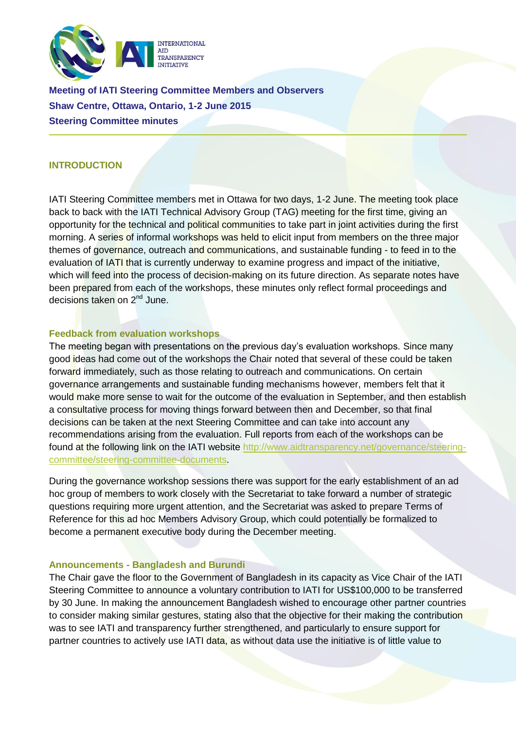# Meeting of IATI Steering Committee Members and Observers

**Shaw Centre, Ottawa, Ontario, 1-2 June 2015**

**Steering Committee minutes**

## INTRODUCTION

IATI Steering Committee members met in Ottawa for two days, 1-2 June. The meeting took place back to back with the IATI Technical Advisory Group (TAG) meeting for the first time, giving an opportunity for the technical and political communities to take part in joint activities during the first morning. A series of informal workshops was held to elicit input from members on the three major themes of governance, outreach and communications, and sustainable funding - to feed in to the evaluation of IATI that is currently underway to examine progress and impact of the initiative, which will feed into the process of decision-making on its future direction. As separate notes have been prepared from each of the workshops, these minutes only reflect formal proceedings and decisions taken on 2nd June.

### Feedback from evaluation workshops

The meeting began with presentations on the previous day's evaluation workshops. Since many good ideas had come out of the workshops the Chair noted that several of these could be taken forward immediately, such as those relating to outreach and communications. On certain governance arrangements and sustainable funding mechanisms however, members felt that it would make more sense to wait for the outcome of the evaluation in September, and then establish a consultative process for moving things forward between then and December, so that final decisions can be taken at the next Steering Committee and can take into account any recommendations arising from the evaluation. Full reports from each of the workshops can be found at the following link on the IATI website http://www.aidtransparency.net/governance/steering-committee/steering-committee-documents.

During the governance workshop sessions there was support for the early establishment of an ad hoc group of members to work closely with the Secretariat to take forward a number of strategic questions requiring more urgent attention, and the Secretariat was asked to prepare Terms of Reference for this ad hoc Members Advisory Group, which could potentially be formalized to become a permanent executive body during the December meeting.

### Announcements - Bangladesh and Burundi

The Chair gave the floor to the Government of Bangladesh in its capacity as Vice Chair of the IATI Steering Committee to announce a voluntary contribution to IATI for US$100,000 to be transferred by 30 June. In making the announcement Bangladesh wished to encourage other partner countries to consider making similar gestures, stating also that the objective for their making the contribution was to see IATI and transparency further strengthened, and particularly to ensure support for partner countries to actively use IATI data, as without data use the initiative is of little value to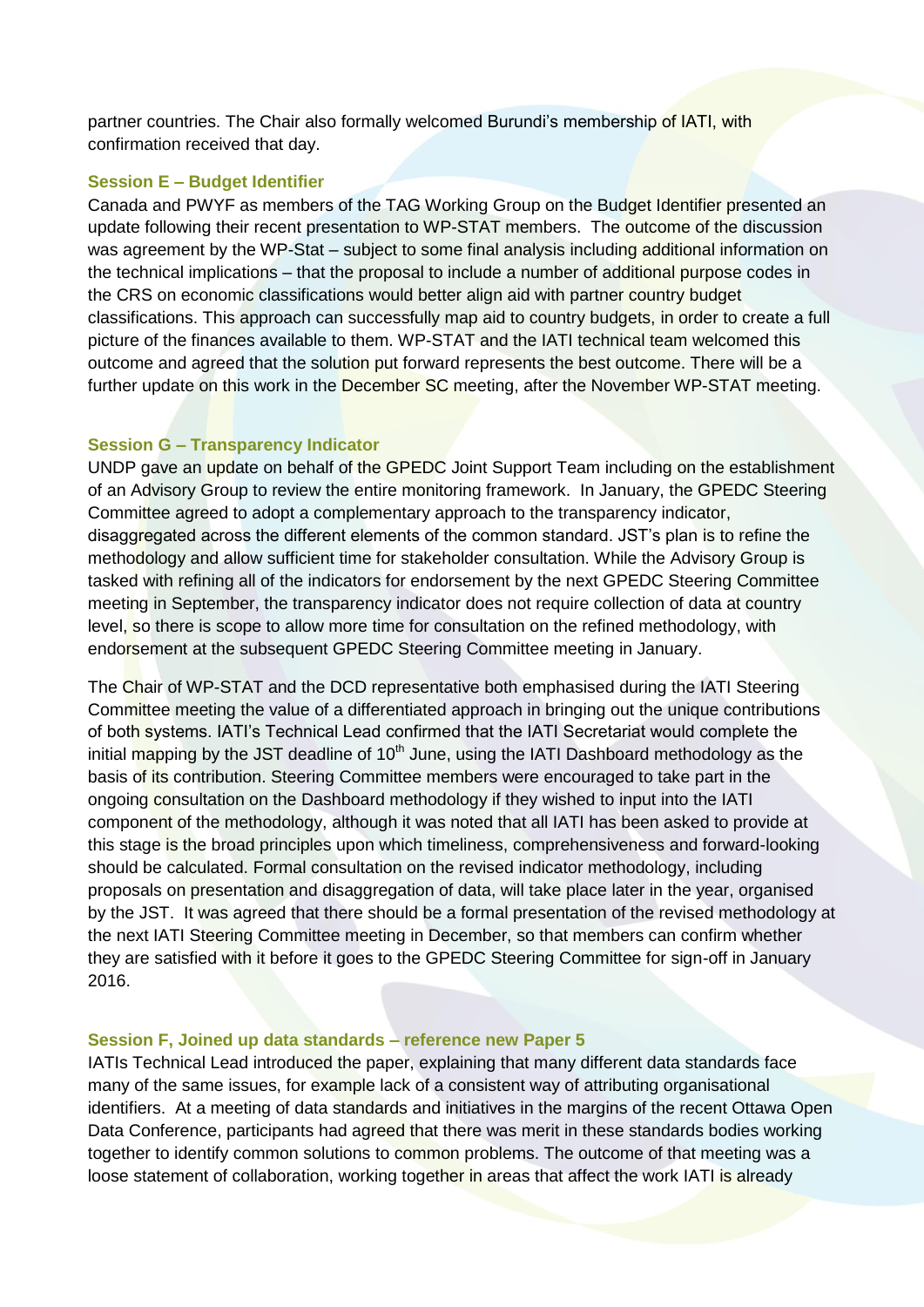partner countries. The Chair also formally welcomed Burundi's membership of IATI, with confirmation received that day.

### Session E – Budget Identifier

Canada and PWYF as members of the TAG Working Group on the Budget Identifier presented an update following their recent presentation to WP-STAT members. The outcome of the discussion was agreement by the WP-Stat – subject to some final analysis including additional information on the technical implications – that the proposal to include a number of additional purpose codes in the CRS on economic classifications would better align aid with partner country budget classifications. This approach can successfully map aid to country budgets, in order to create a full picture of the finances available to them. WP-STAT and the IATI technical team welcomed this outcome and agreed that the solution put forward represents the best outcome. There will be a further update on this work in the December SC meeting, after the November WP-STAT meeting.

### Session G – Transparency Indicator

UNDP gave an update on behalf of the GPEDC Joint Support Team including on the establishment of an Advisory Group to review the entire monitoring framework. In January, the GPEDC Steering Committee agreed to adopt a complementary approach to the transparency indicator, disaggregated across the different elements of the common standard. JST's plan is to refine the methodology and allow sufficient time for stakeholder consultation. While the Advisory Group is tasked with refining all of the indicators for endorsement by the next GPEDC Steering Committee meeting in September, the transparency indicator does not require collection of data at country level, so there is scope to allow more time for consultation on the refined methodology, with endorsement at the subsequent GPEDC Steering Committee meeting in January.

The Chair of WP-STAT and the DCD representative both emphasised during the IATI Steering Committee meeting the value of a differentiated approach in bringing out the unique contributions of both systems. IATI's Technical Lead confirmed that the IATI Secretariat would complete the initial mapping by the JST deadline of 10th June, using the IATI Dashboard methodology as the basis of its contribution. Steering Committee members were encouraged to take part in the ongoing consultation on the Dashboard methodology if they wished to input into the IATI component of the methodology, although it was noted that all IATI has been asked to provide at this stage is the broad principles upon which timeliness, comprehensiveness and forward-looking should be calculated. Formal consultation on the revised indicator methodology, including proposals on presentation and disaggregation of data, will take place later in the year, organised by the JST. It was agreed that there should be a formal presentation of the revised methodology at the next IATI Steering Committee meeting in December, so that members can confirm whether they are satisfied with it before it goes to the GPEDC Steering Committee for sign-off in January 2016.

### Session F, Joined up data standards – reference new Paper 5

IATIs Technical Lead introduced the paper, explaining that many different data standards face many of the same issues, for example lack of a consistent way of attributing organisational identifiers. At a meeting of data standards and initiatives in the margins of the recent Ottawa Open Data Conference, participants had agreed that there was merit in these standards bodies working together to identify common solutions to common problems. The outcome of that meeting was a loose statement of collaboration, working together in areas that affect the work IATI is already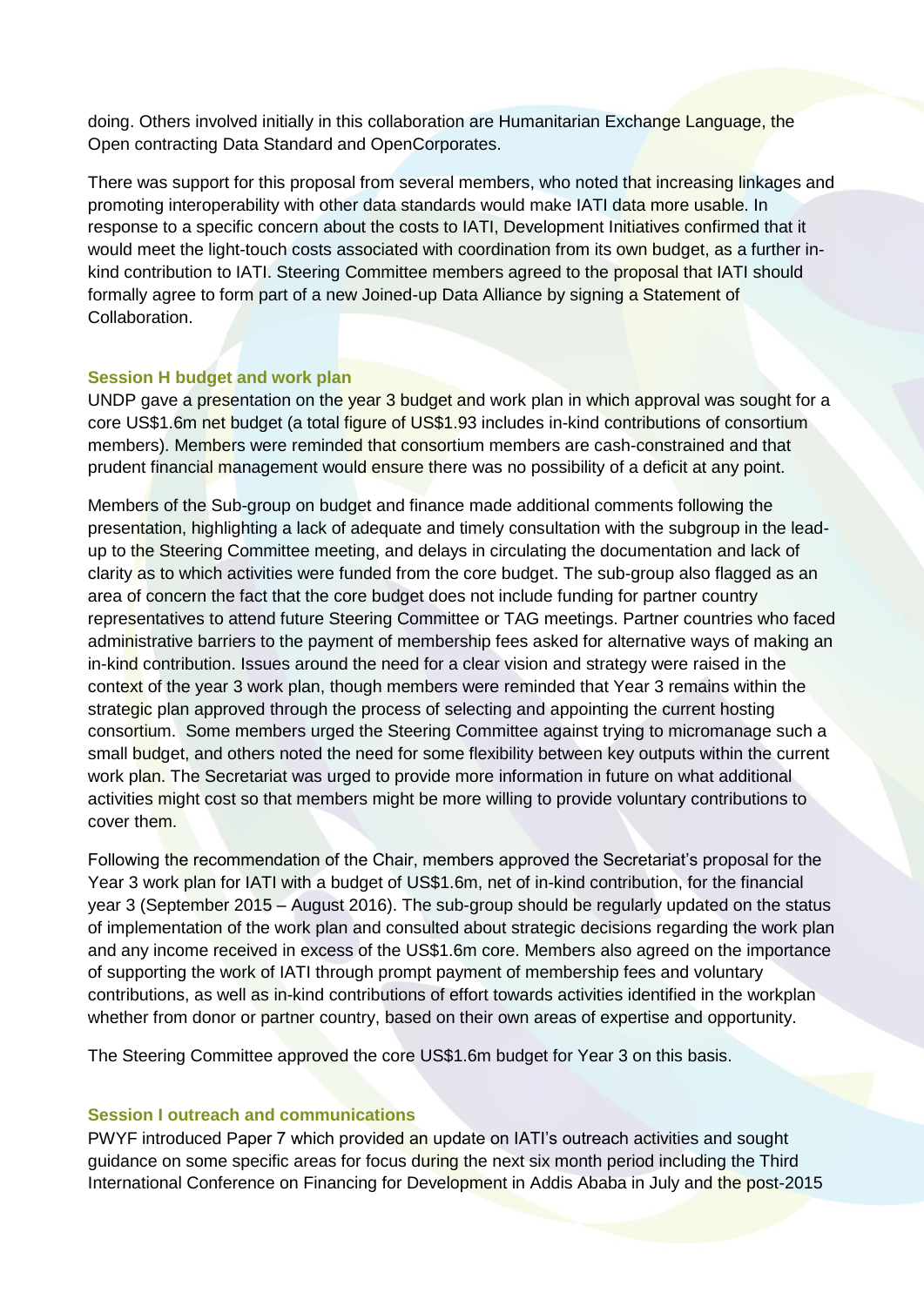doing. Others involved initially in this collaboration are Humanitarian Exchange Language, the Open contracting Data Standard and OpenCorporates.

There was support for this proposal from several members, who noted that increasing linkages and promoting interoperability with other data standards would make IATI data more usable. In response to a specific concern about the costs to IATI, Development Initiatives confirmed that it would meet the light-touch costs associated with coordination from its own budget, as a further in-kind contribution to IATI. Steering Committee members agreed to the proposal that IATI should formally agree to form part of a new Joined-up Data Alliance by signing a Statement of Collaboration.

### Session H budget and work plan

UNDP gave a presentation on the year 3 budget and work plan in which approval was sought for a core US$1.6m net budget (a total figure of US$1.93 includes in-kind contributions of consortium members). Members were reminded that consortium members are cash-constrained and that prudent financial management would ensure there was no possibility of a deficit at any point.

Members of the Sub-group on budget and finance made additional comments following the presentation, highlighting a lack of adequate and timely consultation with the subgroup in the lead-up to the Steering Committee meeting, and delays in circulating the documentation and lack of clarity as to which activities were funded from the core budget. The sub-group also flagged as an area of concern the fact that the core budget does not include funding for partner country representatives to attend future Steering Committee or TAG meetings. Partner countries who faced administrative barriers to the payment of membership fees asked for alternative ways of making an in-kind contribution. Issues around the need for a clear vision and strategy were raised in the context of the year 3 work plan, though members were reminded that Year 3 remains within the strategic plan approved through the process of selecting and appointing the current hosting consortium. Some members urged the Steering Committee against trying to micromanage such a small budget, and others noted the need for some flexibility between key outputs within the current work plan. The Secretariat was urged to provide more information in future on what additional activities might cost so that members might be more willing to provide voluntary contributions to cover them.

Following the recommendation of the Chair, members approved the Secretariat's proposal for the Year 3 work plan for IATI with a budget of US$1.6m, net of in-kind contribution, for the financial year 3 (September 2015 – August 2016). The sub-group should be regularly updated on the status of implementation of the work plan and consulted about strategic decisions regarding the work plan and any income received in excess of the US$1.6m core. Members also agreed on the importance of supporting the work of IATI through prompt payment of membership fees and voluntary contributions, as well as in-kind contributions of effort towards activities identified in the workplan whether from donor or partner country, based on their own areas of expertise and opportunity.

The Steering Committee approved the core US$1.6m budget for Year 3 on this basis.

### Session I outreach and communications

PWYF introduced Paper 7 which provided an update on IATI's outreach activities and sought guidance on some specific areas for focus during the next six month period including the Third International Conference on Financing for Development in Addis Ababa in July and the post-2015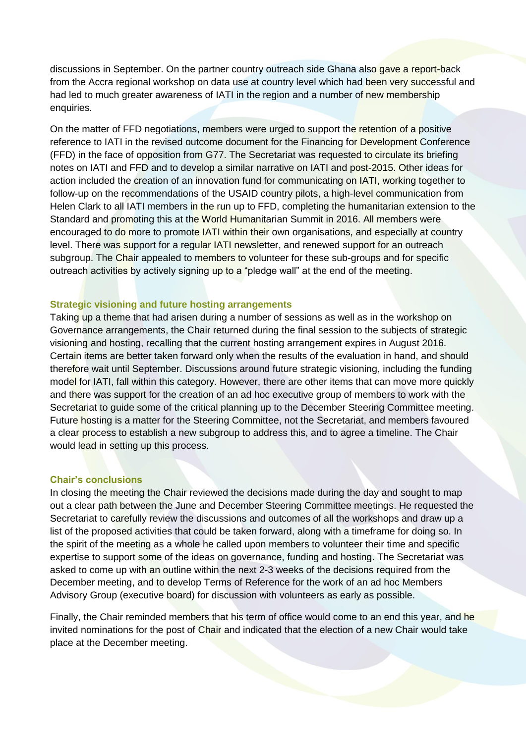discussions in September. On the partner country outreach side Ghana also gave a report-back from the Accra regional workshop on data use at country level which had been very successful and had led to much greater awareness of IATI in the region and a number of new membership enquiries.

On the matter of FFD negotiations, members were urged to support the retention of a positive reference to IATI in the revised outcome document for the Financing for Development Conference (FFD) in the face of opposition from G77. The Secretariat was requested to circulate its briefing notes on IATI and FFD and to develop a similar narrative on IATI and post-2015. Other ideas for action included the creation of an innovation fund for communicating on IATI, working together to follow-up on the recommendations of the USAID country pilots, a high-level communication from Helen Clark to all IATI members in the run up to FFD, completing the humanitarian extension to the Standard and promoting this at the World Humanitarian Summit in 2016. All members were encouraged to do more to promote IATI within their own organisations, and especially at country level. There was support for a regular IATI newsletter, and renewed support for an outreach subgroup. The Chair appealed to members to volunteer for these sub-groups and for specific outreach activities by actively signing up to a “pledge wall” at the end of the meeting.

### Strategic visioning and future hosting arrangements

Taking up a theme that had arisen during a number of sessions as well as in the workshop on Governance arrangements, the Chair returned during the final session to the subjects of strategic visioning and hosting, recalling that the current hosting arrangement expires in August 2016. Certain items are better taken forward only when the results of the evaluation in hand, and should therefore wait until September. Discussions around future strategic visioning, including the funding model for IATI, fall within this category. However, there are other items that can move more quickly and there was support for the creation of an ad hoc executive group of members to work with the Secretariat to guide some of the critical planning up to the December Steering Committee meeting. Future hosting is a matter for the Steering Committee, not the Secretariat, and members favoured a clear process to establish a new subgroup to address this, and to agree a timeline. The Chair would lead in setting up this process.

### Chair’s conclusions

In closing the meeting the Chair reviewed the decisions made during the day and sought to map out a clear path between the June and December Steering Committee meetings. He requested the Secretariat to carefully review the discussions and outcomes of all the workshops and draw up a list of the proposed activities that could be taken forward, along with a timeframe for doing so. In the spirit of the meeting as a whole he called upon members to volunteer their time and specific expertise to support some of the ideas on governance, funding and hosting. The Secretariat was asked to come up with an outline within the next 2-3 weeks of the decisions required from the December meeting, and to develop Terms of Reference for the work of an ad hoc Members Advisory Group (executive board) for discussion with volunteers as early as possible.

Finally, the Chair reminded members that his term of office would come to an end this year, and he invited nominations for the post of Chair and indicated that the election of a new Chair would take place at the December meeting.